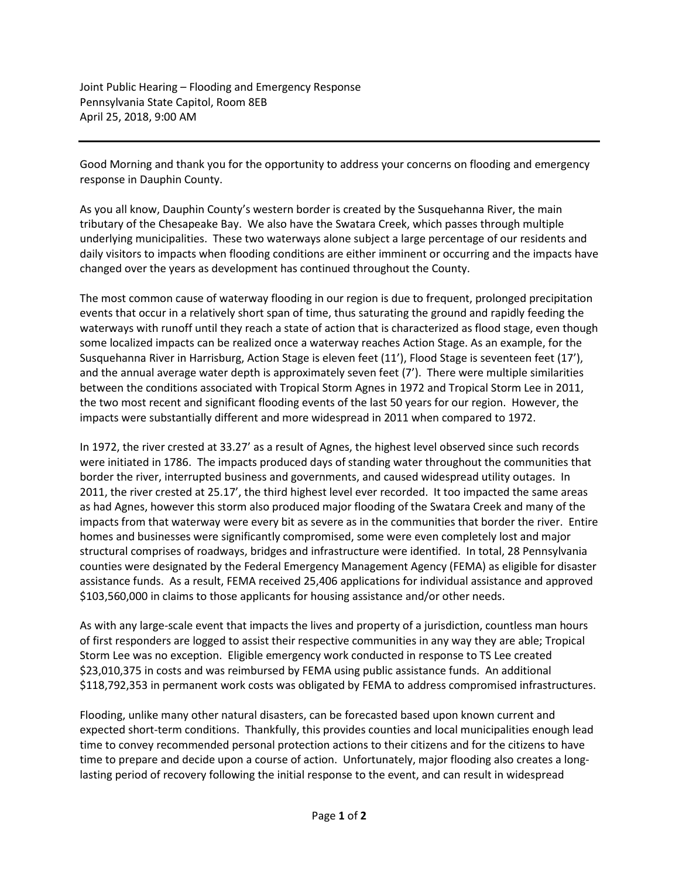Joint Public Hearing – Flooding and Emergency Response
Pennsylvania State Capitol, Room 8EB
April 25, 2018, 9:00 AM

---

Good Morning and thank you for the opportunity to address your concerns on flooding and emergency response in Dauphin County.

As you all know, Dauphin County's western border is created by the Susquehanna River, the main tributary of the Chesapeake Bay. We also have the Swatara Creek, which passes through multiple underlying municipalities. These two waterways alone subject a large percentage of our residents and daily visitors to impacts when flooding conditions are either imminent or occurring and the impacts have changed over the years as development has continued throughout the County.

The most common cause of waterway flooding in our region is due to frequent, prolonged precipitation events that occur in a relatively short span of time, thus saturating the ground and rapidly feeding the waterways with runoff until they reach a state of action that is characterized as flood stage, even though some localized impacts can be realized once a waterway reaches Action Stage. As an example, for the Susquehanna River in Harrisburg, Action Stage is eleven feet (11'), Flood Stage is seventeen feet (17'), and the annual average water depth is approximately seven feet (7'). There were multiple similarities between the conditions associated with Tropical Storm Agnes in 1972 and Tropical Storm Lee in 2011, the two most recent and significant flooding events of the last 50 years for our region. However, the impacts were substantially different and more widespread in 2011 when compared to 1972.

In 1972, the river crested at 33.27' as a result of Agnes, the highest level observed since such records were initiated in 1786. The impacts produced days of standing water throughout the communities that border the river, interrupted business and governments, and caused widespread utility outages. In 2011, the river crested at 25.17', the third highest level ever recorded. It too impacted the same areas as had Agnes, however this storm also produced major flooding of the Swatara Creek and many of the impacts from that waterway were every bit as severe as in the communities that border the river. Entire homes and businesses were significantly compromised, some were even completely lost and major structural comprises of roadways, bridges and infrastructure were identified. In total, 28 Pennsylvania counties were designated by the Federal Emergency Management Agency (FEMA) as eligible for disaster assistance funds. As a result, FEMA received 25,406 applications for individual assistance and approved $103,560,000 in claims to those applicants for housing assistance and/or other needs.

As with any large-scale event that impacts the lives and property of a jurisdiction, countless man hours of first responders are logged to assist their respective communities in any way they are able; Tropical Storm Lee was no exception. Eligible emergency work conducted in response to TS Lee created $23,010,375 in costs and was reimbursed by FEMA using public assistance funds. An additional $118,792,353 in permanent work costs was obligated by FEMA to address compromised infrastructures.

Flooding, unlike many other natural disasters, can be forecasted based upon known current and expected short-term conditions. Thankfully, this provides counties and local municipalities enough lead time to convey recommended personal protection actions to their citizens and for the citizens to have time to prepare and decide upon a course of action. Unfortunately, major flooding also creates a long-lasting period of recovery following the initial response to the event, and can result in widespread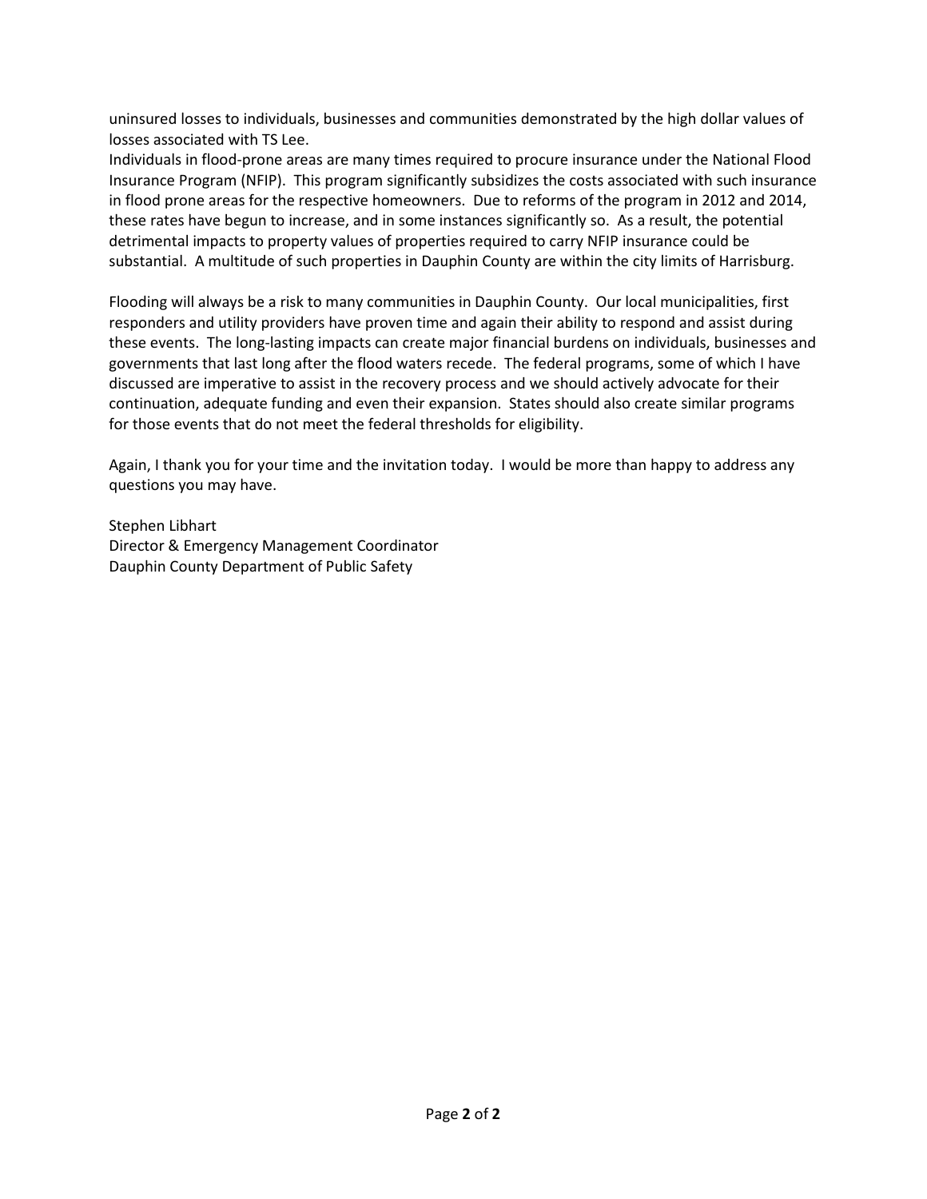uninsured losses to individuals, businesses and communities demonstrated by the high dollar values of losses associated with TS Lee.

Individuals in flood-prone areas are many times required to procure insurance under the National Flood Insurance Program (NFIP). This program significantly subsidizes the costs associated with such insurance in flood prone areas for the respective homeowners. Due to reforms of the program in 2012 and 2014, these rates have begun to increase, and in some instances significantly so. As a result, the potential detrimental impacts to property values of properties required to carry NFIP insurance could be substantial. A multitude of such properties in Dauphin County are within the city limits of Harrisburg.

Flooding will always be a risk to many communities in Dauphin County. Our local municipalities, first responders and utility providers have proven time and again their ability to respond and assist during these events. The long-lasting impacts can create major financial burdens on individuals, businesses and governments that last long after the flood waters recede. The federal programs, some of which I have discussed are imperative to assist in the recovery process and we should actively advocate for their continuation, adequate funding and even their expansion. States should also create similar programs for those events that do not meet the federal thresholds for eligibility.

Again, I thank you for your time and the invitation today. I would be more than happy to address any questions you may have.

Stephen Libhart
Director & Emergency Management Coordinator
Dauphin County Department of Public Safety